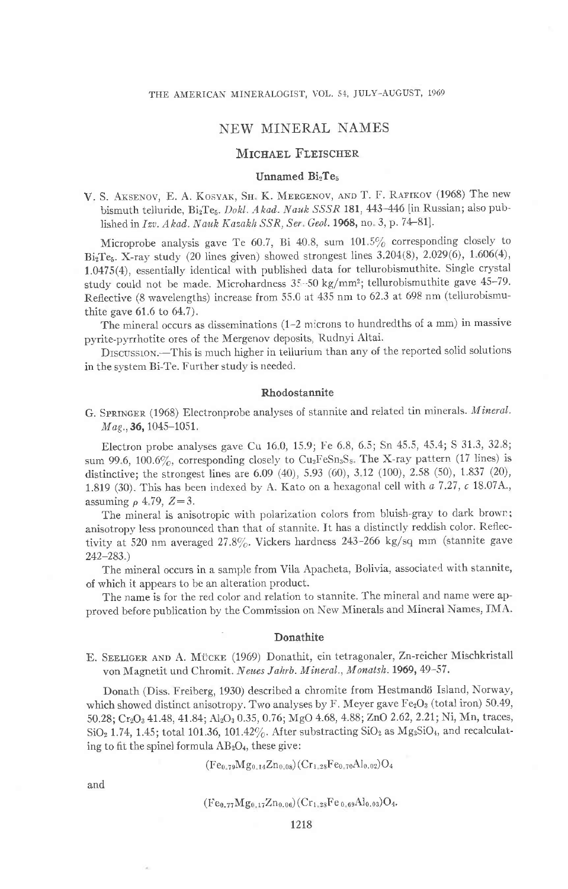# NEW MINERAL NAMES

## Michael Fleischer

### Unnamed $Bi_2Te_5$

V. S. Aksenov, E. A. Kosyak, Sh. K. Mergenov, and T. F. Rafikov (1968) The new bismuth telluride, $Bi_2Te_5$. *Dokl. Akad. Nauk SSSR* **181**, 443–446 [in Russian; also published in *Izv. Akad. Nauk Kazakh SSR, Ser. Geol.* **1968**, no. 3, p. 74–81].

Microprobe analysis gave Te 60.7, Bi 40.8, sum 101.5% corresponding closely to $Bi_2Te_5$. X-ray study (20 lines given) showed strongest lines 3.204(8), 2.029(6), 1.606(4), 1.0475(4), essentially identical with published data for tellurobismuthite. Single crystal study could not be made. Microhardness 35–50 kg/mm$^2$; tellurobismuthite gave 45–79. Reflective (8 wavelengths) increase from 55.0 at 435 nm to 62.3 at 698 nm (tellurobismuthite gave 61.6 to 64.7).

The mineral occurs as disseminations (1–2 microns to hundredths of a mm) in massive pyrite-pyrrhotite ores of the Mergenov deposits, Rudnyi Altai.

Discussion.—This is much higher in tellurium than any of the reported solid solutions in the system Bi-Te. Further study is needed.

### Rhodostannite

G. Springer (1968) Electronprobe analyses of stannite and related tin minerals. *Mineral. Mag.*, **36**, 1045–1051.

Electron probe analyses gave Cu 16.0, 15.9; Fe 6.8, 6.5; Sn 45.5, 45.4; S 31.3, 32.8; sum 99.6, 100.6%, corresponding closely to $Cu_2FeSn_3S_8$. The X-ray pattern (17 lines) is distinctive; the strongest lines are 6.09 (40), 5.93 (60), 3.12 (100), 2.58 (50), 1.837 (20), 1.819 (30). This has been indexed by A. Kato on a hexagonal cell with *a* 7.27, *c* 18.07A., assuming $\rho$ 4.79, $Z=3$.

The mineral is anisotropic with polarization colors from bluish-gray to dark brown; anisotropy less pronounced than that of stannite. It has a distinctly reddish color. Reflectivity at 520 nm averaged 27.8%. Vickers hardness 243–266 kg/sq mm (stannite gave 242–283.)

The mineral occurs in a sample from Vila Apacheta, Bolivia, associated with stannite, of which it appears to be an alteration product.

The name is for the red color and relation to stannite. The mineral and name were approved before publication by the Commission on New Minerals and Mineral Names, IMA.

### Donathite

E. Seeliger and A. Mücke (1969) Donathit, ein tetragonaler, Zn-reicher Mischkristall von Magnetit und Chromit. *Neues Jahrb. Mineral., Monatsh.* **1969**, 49–57.

Donath (Diss. Freiberg, 1930) described a chromite from Hestmandö Island, Norway, which showed distinct anisotropy. Two analyses by F. Meyer gave $Fe_2O_3$ (total iron) 50.49, 50.28; $Cr_2O_3$ 41.48, 41.84; $Al_2O_3$ 0.35, 0.76; MgO 4.68, 4.88; ZnO 2.62, 2.21; Ni, Mn, traces, $SiO_2$ 1.74, 1.45; total 101.36, 101.42%. After substracting $SiO_2$ as $Mg_2SiO_4$, and recalculating to fit the spinel formula $AB_2O_4$, these give:

$$(Fe_{0.79}Mg_{0.14}Zn_{0.08})(Cr_{1.28}Fe_{0.70}Al_{0.02})O_4$$

and

$$(Fe_{0.77}Mg_{0.17}Zn_{0.06})(Cr_{1.28}Fe_{0.69}Al_{0.03})O_4.$$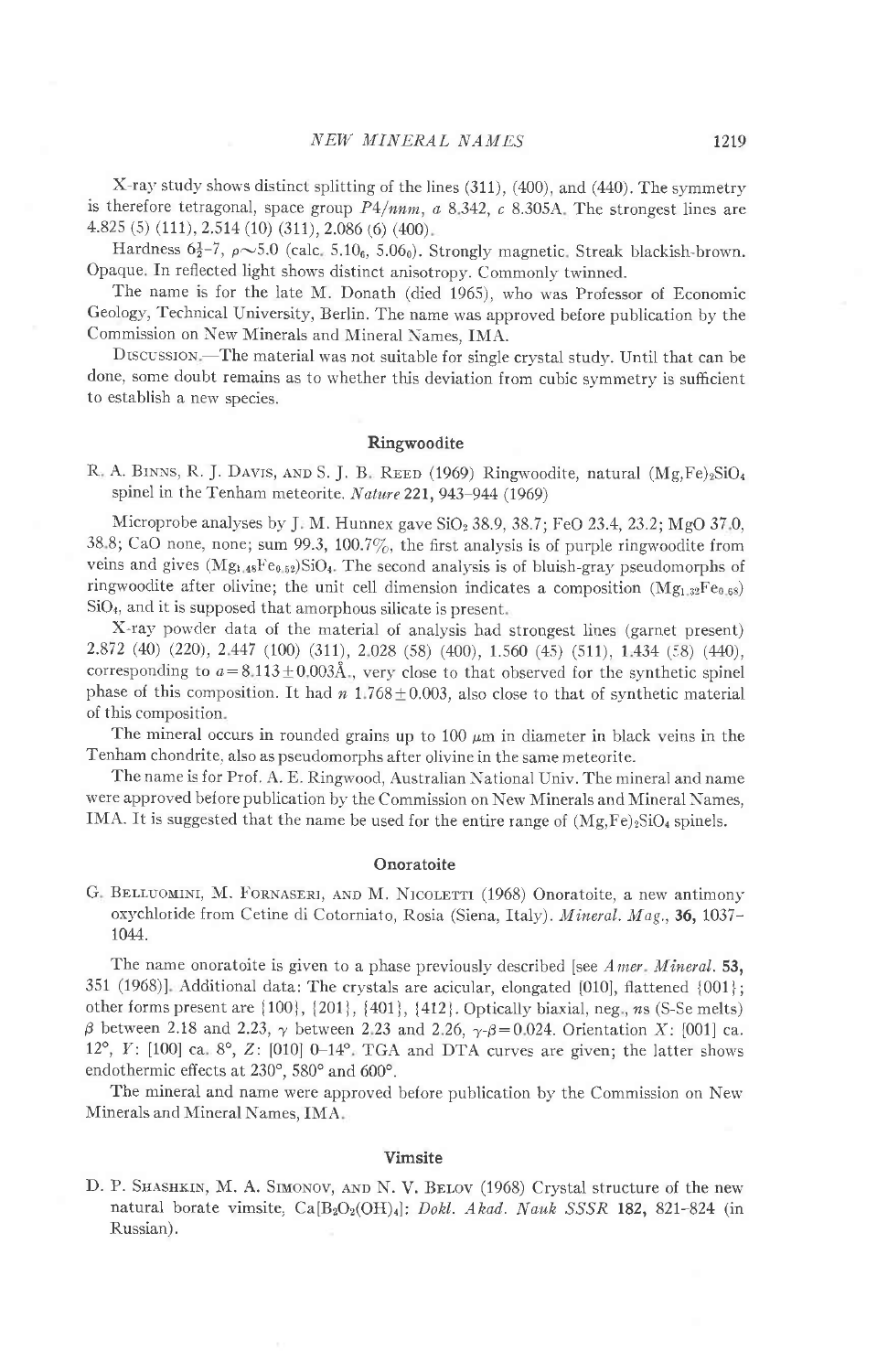X-ray study shows distinct splitting of the lines (311), (400), and (440). The symmetry is therefore tetragonal, space group *P4/nnm*, *a* 8.342, *c* 8.305A. The strongest lines are 4.825 (5) (111), 2.514 (10) (311), 2.086 (6) (400).

Hardness $6\frac{1}{2}$–7, $\rho \sim 5.0$ (calc. $5.10_6$, $5.06_0$). Strongly magnetic. Streak blackish-brown. Opaque. In reflected light shows distinct anisotropy. Commonly twinned.

The name is for the late M. Donath (died 1965), who was Professor of Economic Geology, Technical University, Berlin. The name was approved before publication by the Commission on New Minerals and Mineral Names, IMA.

Discussion.—The material was not suitable for single crystal study. Until that can be done, some doubt remains as to whether this deviation from cubic symmetry is sufficient to establish a new species.

### Ringwoodite

R. A. Binns, R. J. Davis, and S. J. B. Reed (1969) Ringwoodite, natural $(Mg,Fe)_2SiO_4$ spinel in the Tenham meteorite. *Nature* **221**, 943–944 (1969)

Microprobe analyses by J. M. Hunnex gave $SiO_2$ 38.9, 38.7; FeO 23.4, 23.2; MgO 37.0, 38.8; CaO none, none; sum 99.3, 100.7%, the first analysis is of purple ringwoodite from veins and gives $(Mg_{1.48}Fe_{0.52})SiO_4$. The second analysis is of bluish-gray pseudomorphs of ringwoodite after olivine; the unit cell dimension indicates a composition $(Mg_{1.32}Fe_{0.68})SiO_4$, and it is supposed that amorphous silicate is present.

X-ray powder data of the material of analysis had strongest lines (garnet present) 2.872 (40) (220), 2.447 (100) (311), 2.028 (58) (400), 1.560 (45) (511), 1.434 (58) (440), corresponding to $a = 8.113 \pm 0.003$Å., very close to that observed for the synthetic spinel phase of this composition. It had $n$ $1.768 \pm 0.003$, also close to that of synthetic material of this composition.

The mineral occurs in rounded grains up to 100 μm in diameter in black veins in the Tenham chondrite, also as pseudomorphs after olivine in the same meteorite.

The name is for Prof. A. E. Ringwood, Australian National Univ. The mineral and name were approved before publication by the Commission on New Minerals and Mineral Names, IMA. It is suggested that the name be used for the entire range of $(Mg,Fe)_2SiO_4$ spinels.

### Onoratoite

G. Belluomini, M. Fornaseri, and M. Nicoletti (1968) Onoratoite, a new antimony oxychloride from Cetine di Cotorniato, Rosia (Siena, Italy). *Mineral. Mag.*, **36**, 1037–1044.

The name onoratoite is given to a phase previously described [see *Amer. Mineral.* **53**, 351 (1968)]. Additional data: The crystals are acicular, elongated [010], flattened {001}; other forms present are {100}, {201}, {401}, {412}. Optically biaxial, neg., *ns* (S-Se melts) $\beta$ between 2.18 and 2.23, $\gamma$ between 2.23 and 2.26, $\gamma$-$\beta$=0.024. Orientation *X*: [001] ca. 12°, *Y*: [100] ca. 8°, *Z*: [010] 0–14°. TGA and DTA curves are given; the latter shows endothermic effects at 230°, 580° and 600°.

The mineral and name were approved before publication by the Commission on New Minerals and Mineral Names, IMA.

### Vimsite

D. P. Shashkin, M. A. Simonov, and N. V. Belov (1968) Crystal structure of the new natural borate vimsite, $Ca[B_2O_2(OH)_4]$: *Dokl. Akad. Nauk SSSR* **182**, 821–824 (in Russian).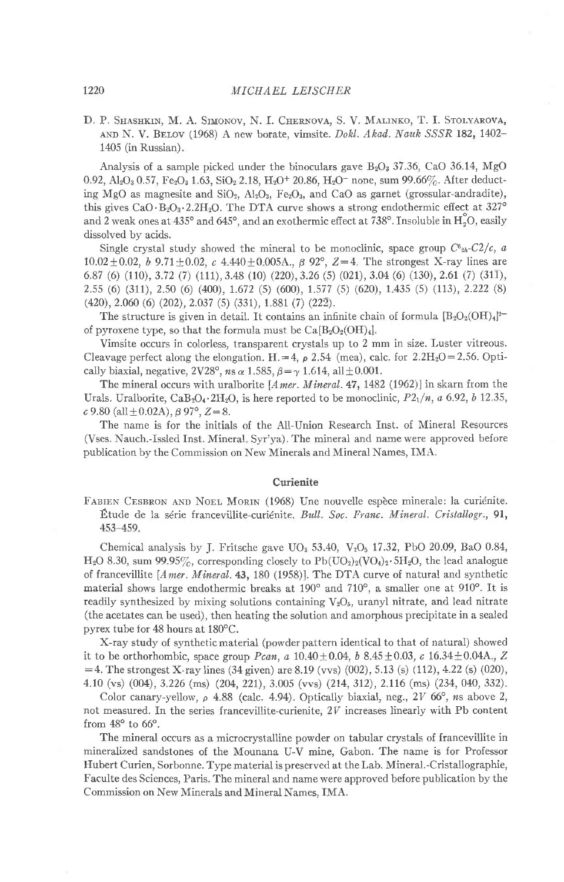D. P. Shashkin, M. A. Simonov, N. I. Chernova, S. V. Malinko, T. I. Stolyarova, and N. V. Belov (1968) A new borate, vimsite. *Dokl. Akad. Nauk SSSR* **182**, 1402–1405 (in Russian).

Analysis of a sample picked under the binoculars gave $B_2O_3$ 37.36, CaO 36.14, MgO 0.92, $Al_2O_3$ 0.57, $Fe_2O_3$ 1.63, $SiO_2$ 2.18, $H_2O^+$ 20.86, $H_2O^-$ none, sum 99.66%. After deducting MgO as magnesite and $SiO_2$, $Al_2O_3$, $Fe_2O_3$, and CaO as garnet (grossular-andradite), this gives $CaO \cdot B_2O_3 \cdot 2.2H_2O$. The DTA curve shows a strong endothermic effect at 327° and 2 weak ones at 435° and 645°, and an exothermic effect at 738°. Insoluble in $H_2O$, easily dissolved by acids.

Single crystal study showed the mineral to be monoclinic, space group $C^6_{2h}$-$C2/c$, $a$ 10.02±0.02, $b$ 9.71±0.02, $c$ 4.440±0.005A., $\beta$ 92°, $Z$=4. The strongest X-ray lines are 6.87 (6) (110), 3.72 (7) (111), 3.48 (10) (220), 3.26 (5) (021), 3.04 (6) (130), 2.61 (7) (31$\bar{1}$), 2.55 (6) (311), 2.50 (6) (400), 1.672 (5) (600), 1.577 (5) (620), 1.435 (5) (113), 2.222 (8) (420), 2.060 (6) (202), 2.037 (5) (331), 1.881 (7) (22$\bar{2}$).

The structure is given in detail. It contains an infinite chain of formula $[B_2O_2(OH)_4]^{2-}$ of pyroxene type, so that the formula must be $Ca[B_2O_2(OH)_4]$.

Vimsite occurs in colorless, transparent crystals up to 2 mm in size. Luster vitreous. Cleavage perfect along the elongation. H.=4, $\rho$ 2.54 (mea), calc. for $2.2H_2O$=2.56. Optically biaxial, negative, 2V28°, ns $\alpha$ 1.585, $\beta=\gamma$ 1.614, all±0.001.

The mineral occurs with uralborite [*Amer. Mineral.* **47**, 1482 (1962)] in skarn from the Urals. Uralborite, $CaB_2O_4 \cdot 2H_2O$, is here reported to be monoclinic, $P2_1/n$, $a$ 6.92, $b$ 12.35, $c$ 9.80 (all±0.02A), $\beta$ 97°, $Z$=8.

The name is for the initials of the All-Union Research Inst. of Mineral Resources (Vses. Nauch.-Issled Inst. Mineral. Syr'ya). The mineral and name were approved before publication by the Commission on New Minerals and Mineral Names, IMA.

## Curienite

Fabien Cesbron and Noel Morin (1968) Une nouvelle espèce minerale: la curiénite. Étude de la série francevillite-curiénite. *Bull. Soc. Franc. Minéral. Cristallogr.*, **91**, 453–459.

Chemical analysis by J. Fritsche gave $UO_3$ 53.40, $V_2O_5$ 17.32, PbO 20.09, BaO 0.84, $H_2O$ 8.30, sum 99.95%, corresponding closely to $Pb(UO_2)_2(VO_4)_2 \cdot 5H_2O$, the lead analogue of francevillite [*Amer. Mineral.* **43**, 180 (1958)]. The DTA curve of natural and synthetic material shows large endothermic breaks at 190° and 710°, a smaller one at 910°. It is readily synthesized by mixing solutions containing $V_2O_5$, uranyl nitrate, and lead nitrate (the acetates can be used), then heating the solution and amorphous precipitate in a sealed pyrex tube for 48 hours at 180°C.

X-ray study of synthetic material (powder pattern identical to that of natural) showed it to be orthorhombic, space group $Pcan$, $a$ 10.40±0.04, $b$ 8.45±0.03, $c$ 16.34±0.04A., $Z$ =4. The strongest X-ray lines (34 given) are 8.19 (vvs) (002), 5.13 (s) (112), 4.22 (s) (020), 4.10 (vs) (004), 3.226 (ms) (204, 221), 3.005 (vvs) (214, 312), 2.116 (ms) (234, 040, 332).

Color canary-yellow, $\rho$ 4.88 (calc. 4.94). Optically biaxial, neg., 2V 66°, ns above 2, not measured. In the series francevillite-curienite, 2V increases linearly with Pb content from 48° to 66°.

The mineral occurs as a microcrystalline powder on tabular crystals of francevillite in mineralized sandstones of the Mounana U-V mine, Gabon. The name is for Professor Hubert Curien, Sorbonne. Type material is preserved at the Lab. Mineral.-Cristallographie, Faculte des Sciences, Paris. The mineral and name were approved before publication by the Commission on New Minerals and Mineral Names, IMA.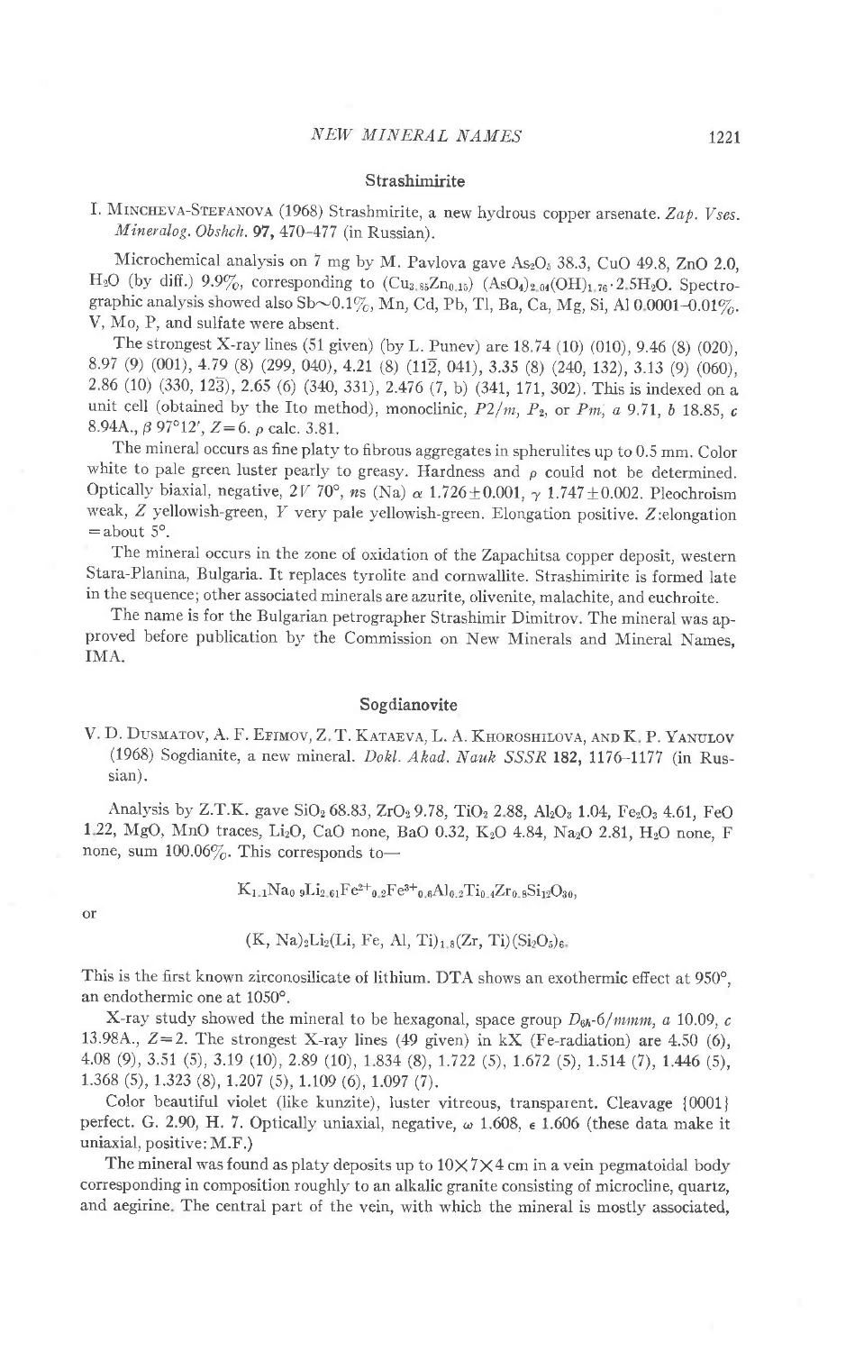## Strashimirite

I. MINCHEVA-STEFANOVA (1968) Strashmirite, a new hydrous copper arsenate. *Zap. Vses. Mineralog. Obshch.* **97**, 470–477 (in Russian).

Microchemical analysis on 7 mg by M. Pavlova gave $As_2O_5$ 38.3, CuO 49.8, ZnO 2.0, $H_2O$ (by diff.) 9.9%, corresponding to $(Cu_{3.85}Zn_{0.15})(AsO_4)_{2.04}(OH)_{1.76} \cdot 2.5H_2O$. Spectrographic analysis showed also Sb~0.1%, Mn, Cd, Pb, Tl, Ba, Ca, Mg, Si, Al 0.0001–0.01%. V, Mo, P, and sulfate were absent.

The strongest X-ray lines (51 given) (by L. Punev) are 18.74 (10) (010), 9.46 (8) (020), 8.97 (9) (001), 4.79 (8) (299, 040), 4.21 (8) ($11\bar{2}$, 041), 3.35 (8) (240, 132), 3.13 (9) (060), 2.86 (10) (330, $12\bar{3}$), 2.65 (6) (340, 331), 2.476 (7, b) (341, 171, 302). This is indexed on a unit cell (obtained by the Ito method), monoclinic, $P2/m$, $P_2$, or $Pm$, *a* 9.71, *b* 18.85, *c* 8.94A., β 97°12′, Z=6. ρ calc. 3.81.

The mineral occurs as fine platy to fibrous aggregates in spherulites up to 0.5 mm. Color white to pale green luster pearly to greasy. Hardness and ρ could not be determined. Optically biaxial, negative, 2V 70°, *n*s (Na) α 1.726±0.001, γ 1.747±0.002. Pleochroism weak, Z yellowish-green, Y very pale yellowish-green. Elongation positive. Z:elongation = about 5°.

The mineral occurs in the zone of oxidation of the Zapachitsa copper deposit, western Stara-Planina, Bulgaria. It replaces tyrolite and cornwallite. Strashimirite is formed late in the sequence; other associated minerals are azurite, olivenite, malachite, and euchroite.

The name is for the Bulgarian petrographer Strashimir Dimitrov. The mineral was approved before publication by the Commission on New Minerals and Mineral Names, IMA.

## Sogdianovite

V. D. DUSMATOV, A. F. EFIMOV, Z. T. KATAEVA, L. A. KHOROSHILOVA, AND K. P. YANULOV (1968) Sogdianite, a new mineral. *Dokl. Akad. Nauk SSSR* **182**, 1176–1177 (in Russian).

Analysis by Z.T.K. gave $SiO_2$ 68.83, $ZrO_2$ 9.78, $TiO_2$ 2.88, $Al_2O_3$ 1.04, $Fe_2O_3$ 4.61, FeO 1.22, MgO, MnO traces, $Li_2O$, CaO none, BaO 0.32, $K_2O$ 4.84, $Na_2O$ 2.81, $H_2O$ none, F none, sum 100.06%. This corresponds to—

$$K_{1.1}Na_{0.9}Li_{2.61}Fe^{2+}_{0.2}Fe^{3+}_{0.6}Al_{0.2}Ti_{0.4}Zr_{0.8}Si_{12}O_{30},$$

or

$$(K, Na)_2Li_2(Li, Fe, Al, Ti)_{1.8}(Zr, Ti)(Si_2O_5)_6.$$

This is the first known zirconosilicate of lithium. DTA shows an exothermic effect at 950°, an endothermic one at 1050°.

X-ray study showed the mineral to be hexagonal, space group $D_{6h}$-$6/mmm$, *a* 10.09, *c* 13.98A., Z=2. The strongest X-ray lines (49 given) in kX (Fe-radiation) are 4.50 (6), 4.08 (9), 3.51 (5), 3.19 (10), 2.89 (10), 1.834 (8), 1.722 (5), 1.672 (5), 1.514 (7), 1.446 (5), 1.368 (5), 1.323 (8), 1.207 (5), 1.109 (6), 1.097 (7).

Color beautiful violet (like kunzite), luster vitreous, transparent. Cleavage {0001} perfect. G. 2.90, H. 7. Optically uniaxial, negative, ω 1.608, ε 1.606 (these data make it uniaxial, positive: M.F.)

The mineral was found as platy deposits up to 10×7×4 cm in a vein pegmatoidal body corresponding in composition roughly to an alkalic granite consisting of microcline, quartz, and aegirine. The central part of the vein, with which the mineral is mostly associated,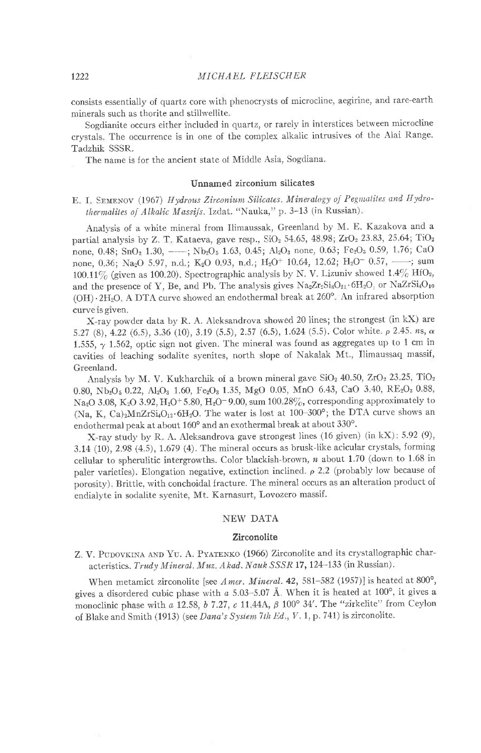consists essentially of quartz core with phenocrysts of microcline, aegirine, and rare-earth minerals such as thorite and stillwellite.

Sogdianite occurs either included in quartz, or rarely in interstices between microcline crystals. The occurrence is in one of the complex alkalic intrusives of the Alai Range. Tadzhik SSSR.

The name is for the ancient state of Middle Asia, Sogdiana.

### Unnamed zirconium silicates

E. I. Semenov (1967) *Hydrous Zirconium Silicates. Mineralogy of Pegmatites and Hydrothermalites of Alkalic Massifs.* Izdat. "Nauka," p. 3–13 (in Russian).

Analysis of a white mineral from Ilimaussak, Greenland by M. E. Kazakova and a partial analysis by Z. T. Kataeva, gave resp., $SiO_2$ 54.65, 48.98; $ZrO_2$ 23.83, 25.64; $TiO_2$ none, 0.48; $SnO_2$ 1.30, ——; $Nb_2O_5$ 1.63, 0.45; $Al_2O_3$ none, 0.63; $Fe_2O_3$ 0.59, 1.76; CaO none, 0.36; $Na_2O$ 5.97, n.d.; $K_2O$ 0.93, n.d.; $H_2O^+$ 10.64, 12.62; $H_2O^-$ 0.57, ——; sum 100.11% (given as 100.20). Spectrographic analysis by N. V. Lizuniv showed 1.4% $HfO_2$, and the presence of Y, Be, and Pb. The analysis gives $Na_2Zr_2Si_8O_{21}\cdot 6H_2O$, or $NaZrSi_4O_{10}(OH)\cdot 2H_2O$. A DTA curve showed an endothermal break at 260°. An infrared absorption curve is given.

X-ray powder data by R. A. Aleksandrova showed 20 lines; the strongest (in kX) are 5.27 (8), 4.22 (6.5), 3.36 (10), 3.19 (5.5), 2.57 (6.5), 1.624 (5.5). Color white. $\rho$ 2.45. *ns*, $\alpha$ 1.555, $\gamma$ 1.562, optic sign not given. The mineral was found as aggregates up to 1 cm in cavities of leaching sodalite syenites, north slope of Nakalak Mt., Ilimaussaq massif, Greenland.

Analysis by M. V. Kukharchik of a brown mineral gave $SiO_2$ 40.50, $ZrO_2$ 23.25, $TiO_2$ 0.80, $Nb_2O_5$ 0.22, $Al_2O_3$ 1.60, $Fe_2O_3$ 1.35, MgO 0.05, MnO 6.43, CaO 3.40, $RE_2O_3$ 0.88, $Na_2O$ 3.08, $K_2O$ 3.92, $H_2O^+$ 5.80, $H_2O^-$ 9.00, sum 100.28%, corresponding approximately to $(Na, K, Ca)_2MnZrSi_4O_{12}\cdot 6H_2O$. The water is lost at 100–300°; the DTA curve shows an endothermal peak at about 160° and an exothermal break at about 330°.

X-ray study by R. A. Aleksandrova gave strongest lines (16 given) (in kX): 5.92 (9), 3.14 (10), 2.98 (4.5), 1.679 (4). The mineral occurs as brusk-like acicular crystals, forming cellular to spherulitic intergrowths. Color blackish-brown, *n* about 1.70 (down to 1.68 in paler varieties). Elongation negative, extinction inclined. $\rho$ 2.2 (probably low because of porosity). Brittle, with conchoidal fracture. The mineral occurs as an alteration product of endialyte in sodalite syenite, Mt. Karnasurt, Lovozero massif.

## NEW DATA

### Zirconolite

Z. V. Pudovkina and Yu. A. Pyatenko (1966) Zirconolite and its crystallographic characteristics. *Trudy Mineral. Muz. Akad. Nauk SSSR* 17, 124–133 (in Russian).

When metamict zirconolite [see *Amer. Mineral.* 42, 581–582 (1957)] is heated at 800°, gives a disordered cubic phase with *a* 5.03–5.07 Å. When it is heated at 100°, it gives a monoclinic phase with *a* 12.58, *b* 7.27, *c* 11.44A, $\beta$ 100° 34′. The "zirkelite" from Ceylon of Blake and Smith (1913) (see *Dana's System 7th Ed., V.* 1, p. 741) is zirconolite.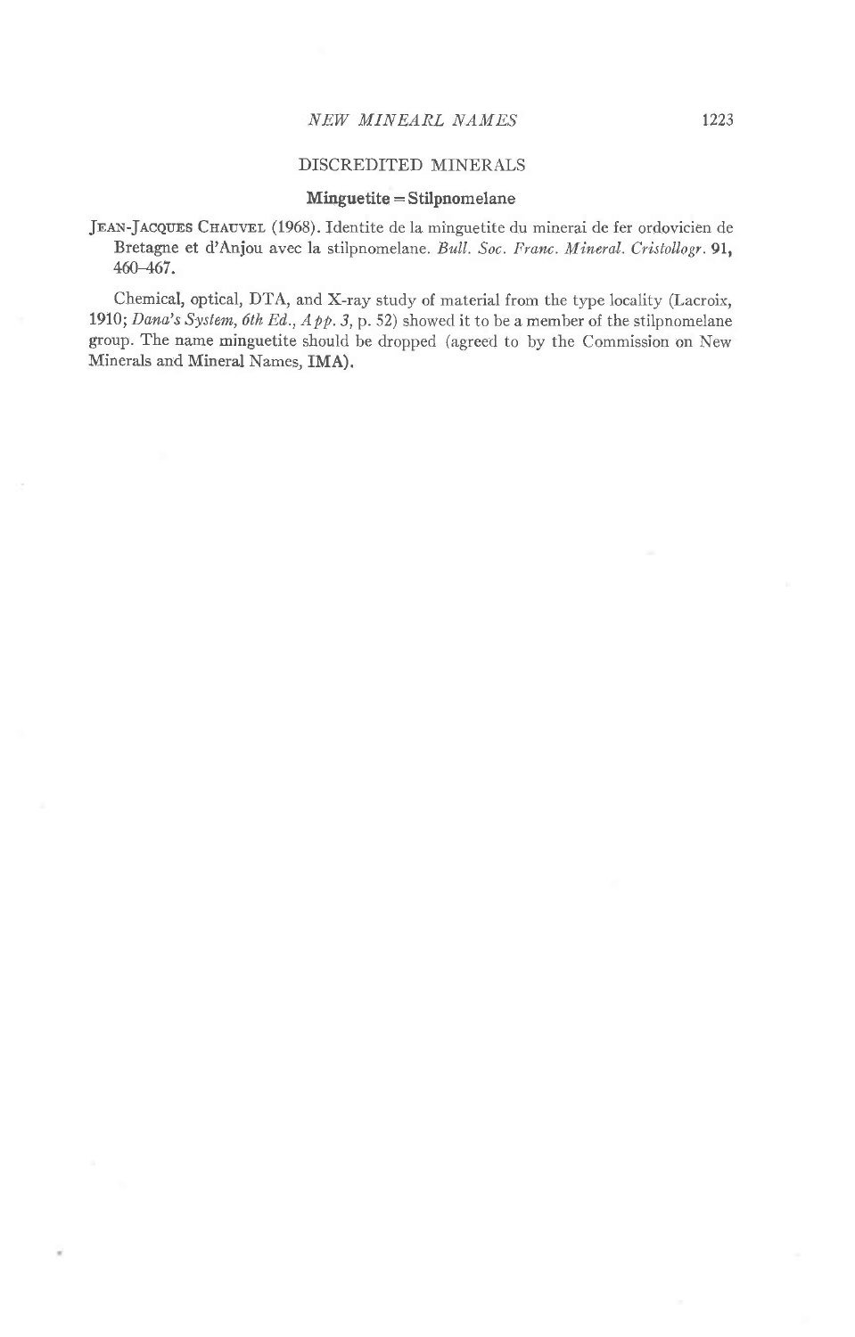## DISCREDITED MINERALS

### Minguetite = Stilpnomelane

JEAN-JACQUES CHAUVEL (1968). Identite de la minguetite du minerai de fer ordovicien de Bretagne et d'Anjou avec la stilpnomelane. *Bull. Soc. Franc. Mineral. Cristollogr.* **91**, 460–467.

Chemical, optical, DTA, and X-ray study of material from the type locality (Lacroix, 1910; *Dana's System, 6th Ed., App. 3*, p. 52) showed it to be a member of the stilpnomelane group. The name minguetite should be dropped (agreed to by the Commission on New Minerals and Mineral Names, IMA).